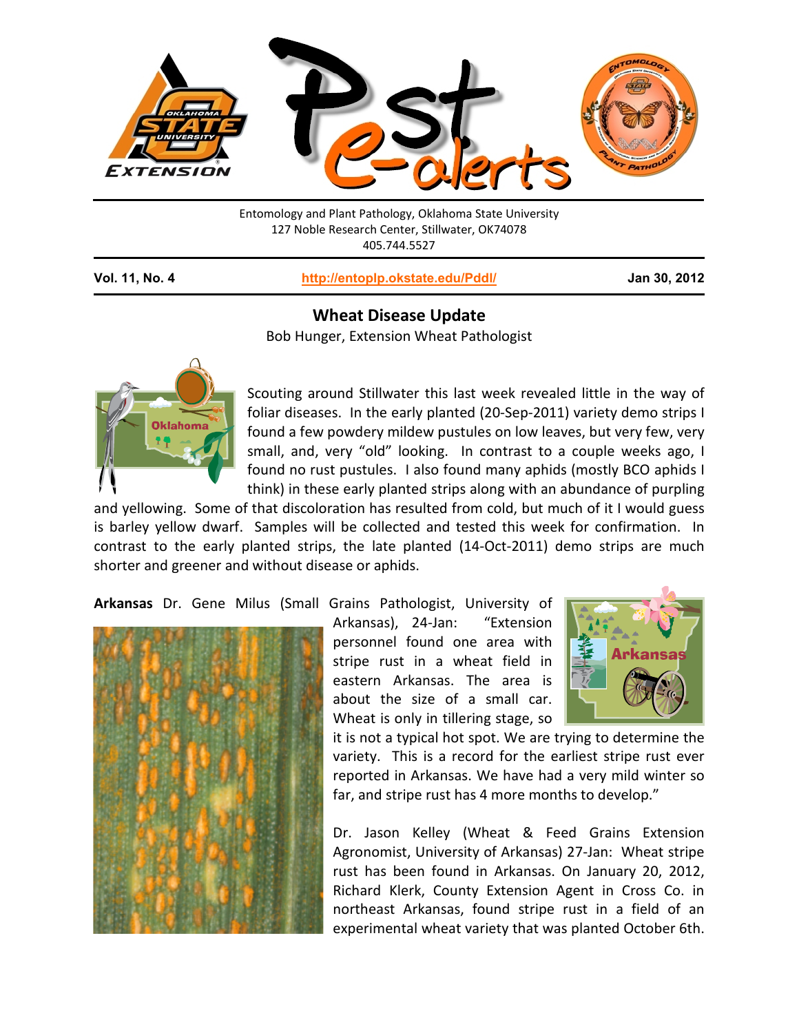Entomology and Plant Pathology, Oklahoma State University
127 Noble Research Center, Stillwater, OK74078
405.744.5527

**Vol. 11, No. 4** | http://entoplp.okstate.edu/Pddl/ | **Jan 30, 2012**

## Wheat Disease Update

Bob Hunger, Extension Wheat Pathologist

Scouting around Stillwater this last week revealed little in the way of foliar diseases. In the early planted (20-Sep-2011) variety demo strips I found a few powdery mildew pustules on low leaves, but very few, very small, and, very "old" looking. In contrast to a couple weeks ago, I found no rust pustules. I also found many aphids (mostly BCO aphids I think) in these early planted strips along with an abundance of purpling and yellowing. Some of that discoloration has resulted from cold, but much of it I would guess is barley yellow dwarf. Samples will be collected and tested this week for confirmation. In contrast to the early planted strips, the late planted (14-Oct-2011) demo strips are much shorter and greener and without disease or aphids.

**Arkansas** Dr. Gene Milus (Small Grains Pathologist, University of Arkansas), 24-Jan: "Extension personnel found one area with stripe rust in a wheat field in eastern Arkansas. The area is about the size of a small car. Wheat is only in tillering stage, so it is not a typical hot spot. We are trying to determine the variety. This is a record for the earliest stripe rust ever reported in Arkansas. We have had a very mild winter so far, and stripe rust has 4 more months to develop."

Dr. Jason Kelley (Wheat & Feed Grains Extension Agronomist, University of Arkansas) 27-Jan: Wheat stripe rust has been found in Arkansas. On January 20, 2012, Richard Klerk, County Extension Agent in Cross Co. in northeast Arkansas, found stripe rust in a field of an experimental wheat variety that was planted October 6th.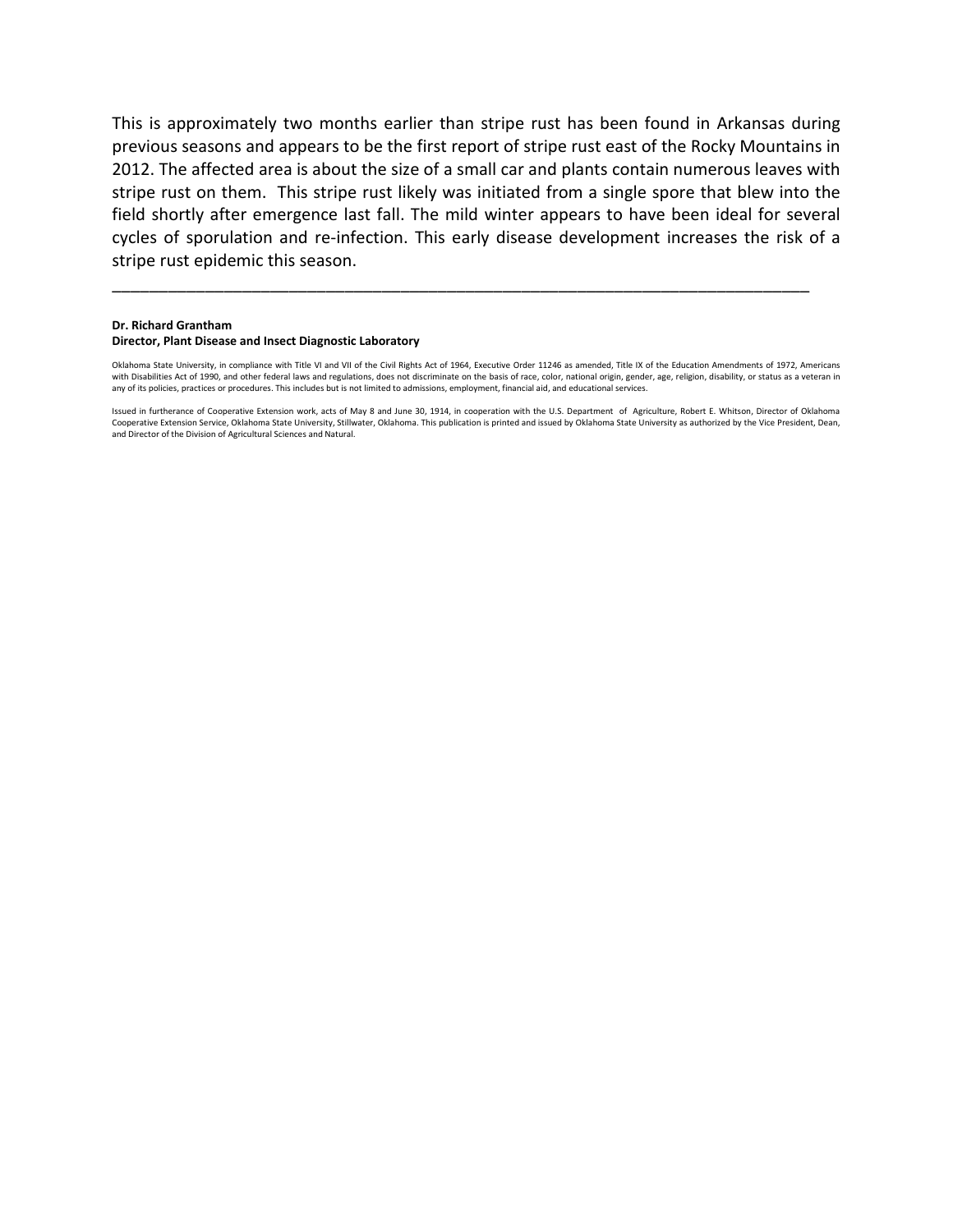This is approximately two months earlier than stripe rust has been found in Arkansas during previous seasons and appears to be the first report of stripe rust east of the Rocky Mountains in 2012. The affected area is about the size of a small car and plants contain numerous leaves with stripe rust on them. This stripe rust likely was initiated from a single spore that blew into the field shortly after emergence last fall. The mild winter appears to have been ideal for several cycles of sporulation and re-infection. This early disease development increases the risk of a stripe rust epidemic this season.

---

**Dr. Richard Grantham**
**Director, Plant Disease and Insect Diagnostic Laboratory**

Oklahoma State University, in compliance with Title VI and VII of the Civil Rights Act of 1964, Executive Order 11246 as amended, Title IX of the Education Amendments of 1972, Americans with Disabilities Act of 1990, and other federal laws and regulations, does not discriminate on the basis of race, color, national origin, gender, age, religion, disability, or status as a veteran in any of its policies, practices or procedures. This includes but is not limited to admissions, employment, financial aid, and educational services.

Issued in furtherance of Cooperative Extension work, acts of May 8 and June 30, 1914, in cooperation with the U.S. Department of Agriculture, Robert E. Whitson, Director of Oklahoma Cooperative Extension Service, Oklahoma State University, Stillwater, Oklahoma. This publication is printed and issued by Oklahoma State University as authorized by the Vice President, Dean, and Director of the Division of Agricultural Sciences and Natural.